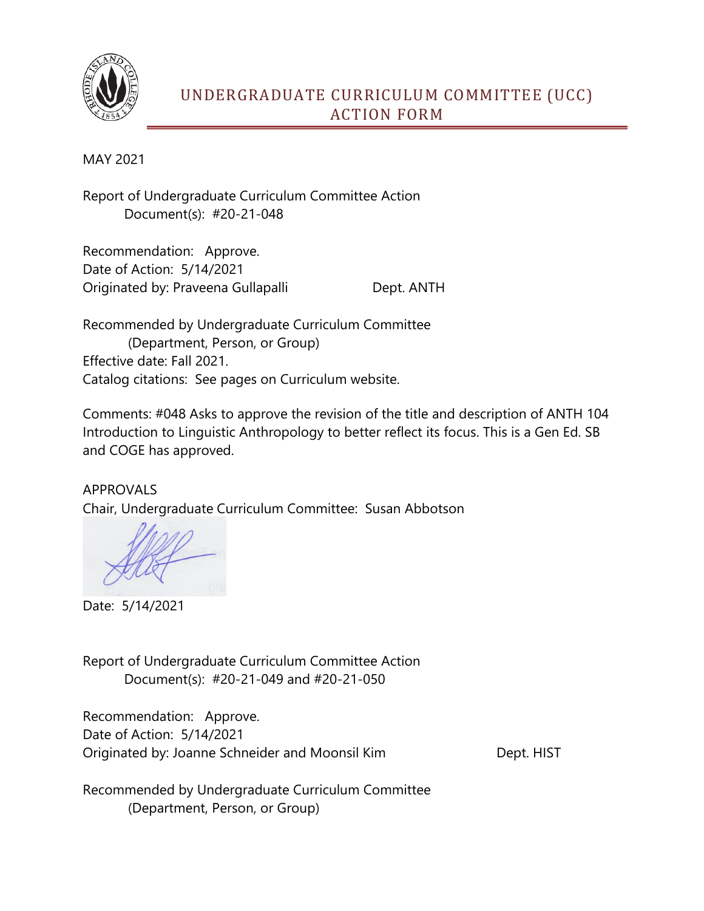# UNDERGRADUATE CURRICULUM COMMITTEE (UCC) ACTION FORM

MAY 2021

Report of Undergraduate Curriculum Committee Action
Document(s): #20-21-048

Recommendation: Approve.
Date of Action: 5/14/2021
Originated by: Praveena Gullapalli Dept. ANTH

Recommended by Undergraduate Curriculum Committee
(Department, Person, or Group)
Effective date: Fall 2021.
Catalog citations: See pages on Curriculum website.

Comments: #048 Asks to approve the revision of the title and description of ANTH 104 Introduction to Linguistic Anthropology to better reflect its focus. This is a Gen Ed. SB and COGE has approved.

APPROVALS
Chair, Undergraduate Curriculum Committee: Susan Abbotson

Date: 5/14/2021

Report of Undergraduate Curriculum Committee Action
Document(s): #20-21-049 and #20-21-050

Recommendation: Approve.
Date of Action: 5/14/2021
Originated by: Joanne Schneider and Moonsil Kim Dept. HIST

Recommended by Undergraduate Curriculum Committee
(Department, Person, or Group)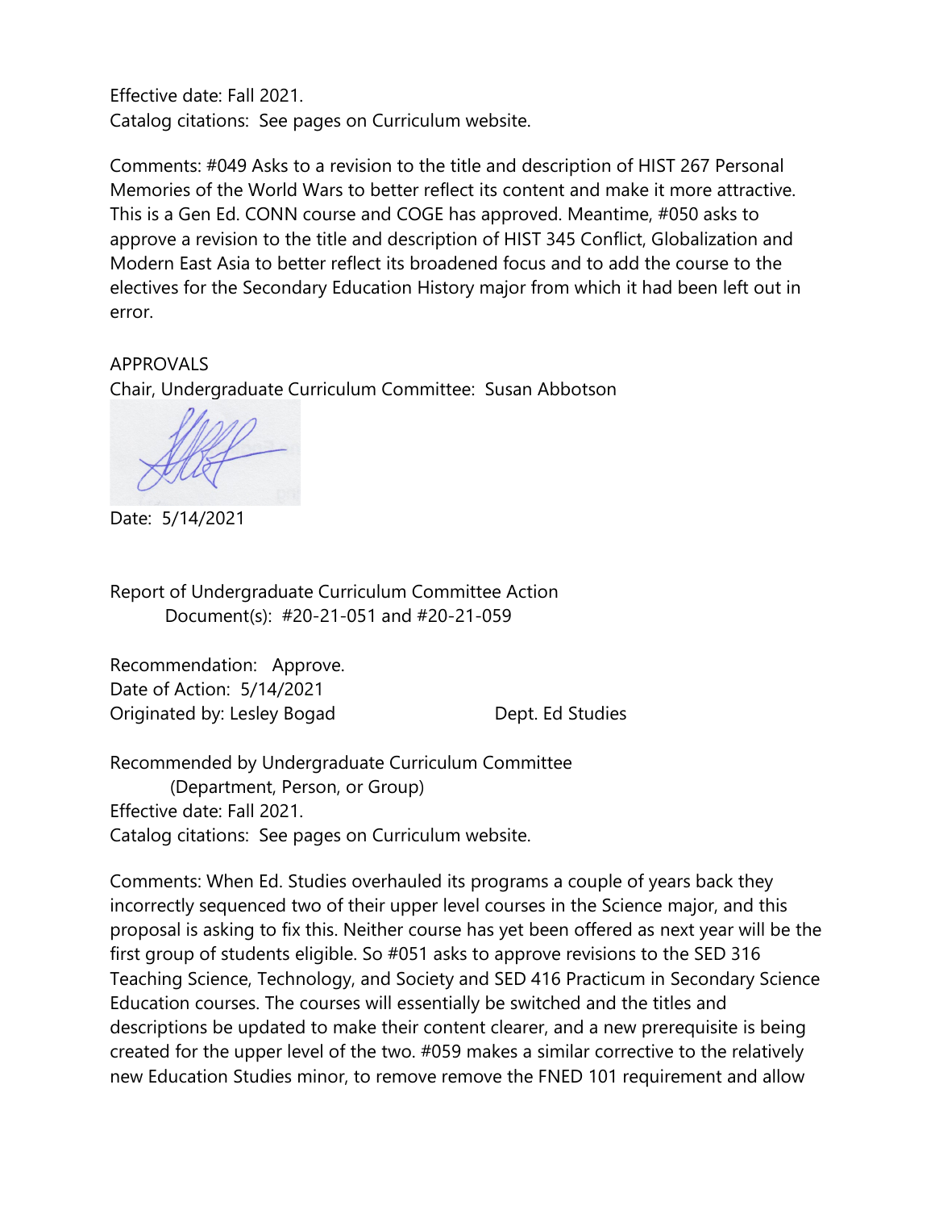Effective date: Fall 2021.
Catalog citations: See pages on Curriculum website.

Comments: #049 Asks to a revision to the title and description of HIST 267 Personal Memories of the World Wars to better reflect its content and make it more attractive. This is a Gen Ed. CONN course and COGE has approved. Meantime, #050 asks to approve a revision to the title and description of HIST 345 Conflict, Globalization and Modern East Asia to better reflect its broadened focus and to add the course to the electives for the Secondary Education History major from which it had been left out in error.

APPROVALS
Chair, Undergraduate Curriculum Committee: Susan Abbotson

Date: 5/14/2021

Report of Undergraduate Curriculum Committee Action
Document(s): #20-21-051 and #20-21-059

Recommendation: Approve.
Date of Action: 5/14/2021
Originated by: Lesley Bogad Dept. Ed Studies

Recommended by Undergraduate Curriculum Committee
(Department, Person, or Group)
Effective date: Fall 2021.
Catalog citations: See pages on Curriculum website.

Comments: When Ed. Studies overhauled its programs a couple of years back they incorrectly sequenced two of their upper level courses in the Science major, and this proposal is asking to fix this. Neither course has yet been offered as next year will be the first group of students eligible. So #051 asks to approve revisions to the SED 316 Teaching Science, Technology, and Society and SED 416 Practicum in Secondary Science Education courses. The courses will essentially be switched and the titles and descriptions be updated to make their content clearer, and a new prerequisite is being created for the upper level of the two. #059 makes a similar corrective to the relatively new Education Studies minor, to remove remove the FNED 101 requirement and allow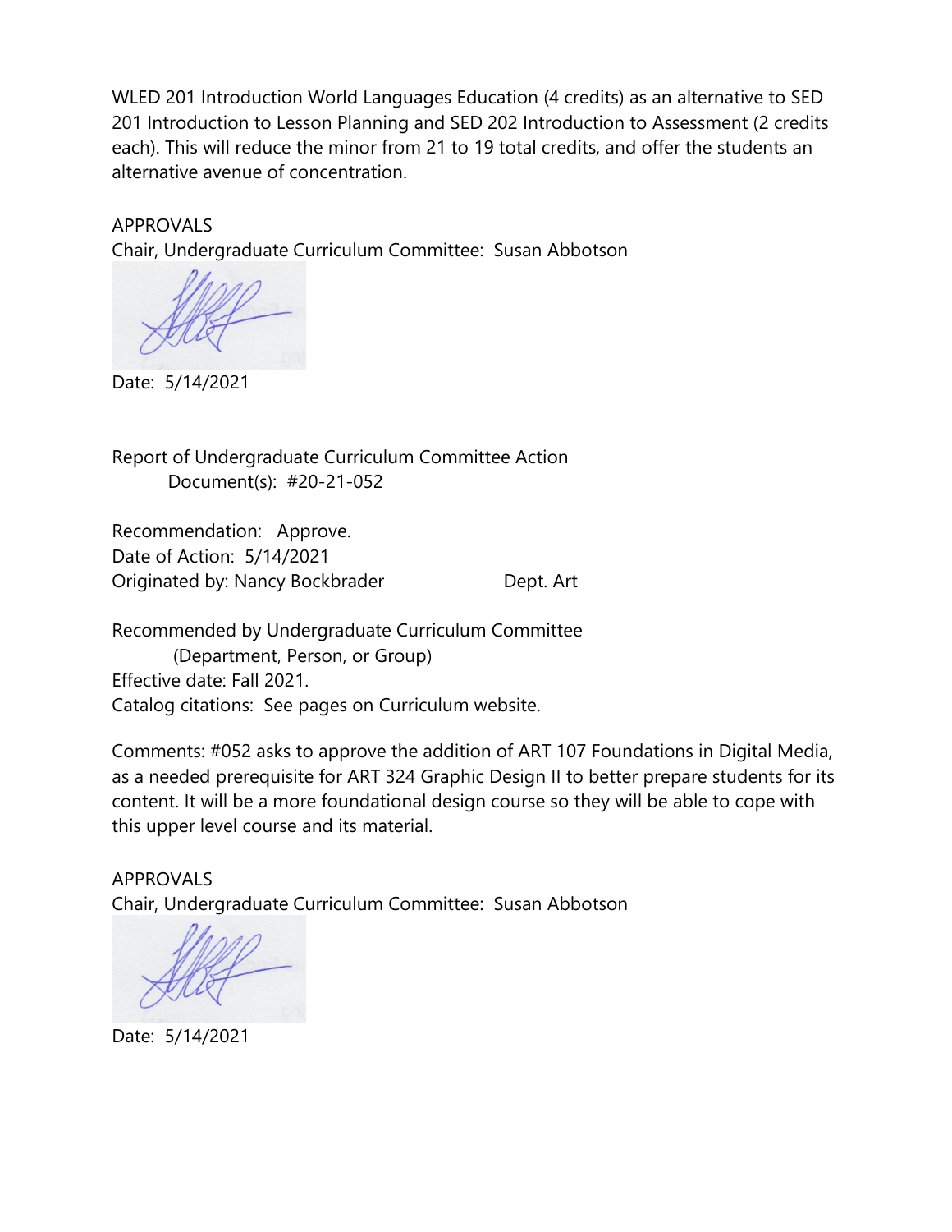WLED 201 Introduction World Languages Education (4 credits) as an alternative to SED 201 Introduction to Lesson Planning and SED 202 Introduction to Assessment (2 credits each). This will reduce the minor from 21 to 19 total credits, and offer the students an alternative avenue of concentration.

APPROVALS
Chair, Undergraduate Curriculum Committee: Susan Abbotson

Date: 5/14/2021

Report of Undergraduate Curriculum Committee Action
Document(s): #20-21-052

Recommendation: Approve.
Date of Action: 5/14/2021
Originated by: Nancy Bockbrader Dept. Art

Recommended by Undergraduate Curriculum Committee
(Department, Person, or Group)
Effective date: Fall 2021.
Catalog citations: See pages on Curriculum website.

Comments: #052 asks to approve the addition of ART 107 Foundations in Digital Media, as a needed prerequisite for ART 324 Graphic Design II to better prepare students for its content. It will be a more foundational design course so they will be able to cope with this upper level course and its material.

APPROVALS
Chair, Undergraduate Curriculum Committee: Susan Abbotson

Date: 5/14/2021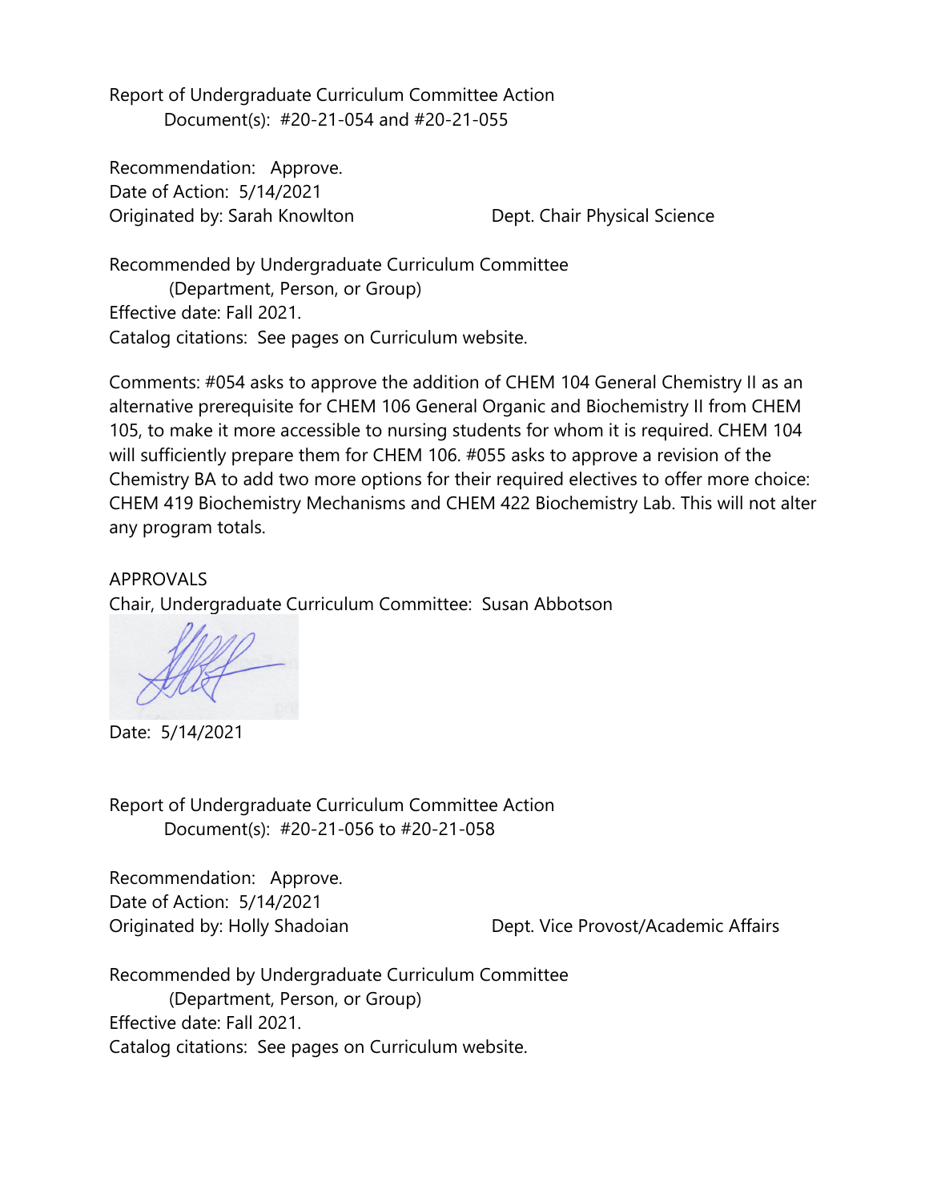Report of Undergraduate Curriculum Committee Action
Document(s): #20-21-054 and #20-21-055

Recommendation: Approve.
Date of Action: 5/14/2021
Originated by: Sarah Knowlton    Dept. Chair Physical Science

Recommended by Undergraduate Curriculum Committee
(Department, Person, or Group)
Effective date: Fall 2021.
Catalog citations: See pages on Curriculum website.

Comments: #054 asks to approve the addition of CHEM 104 General Chemistry II as an alternative prerequisite for CHEM 106 General Organic and Biochemistry II from CHEM 105, to make it more accessible to nursing students for whom it is required. CHEM 104 will sufficiently prepare them for CHEM 106. #055 asks to approve a revision of the Chemistry BA to add two more options for their required electives to offer more choice: CHEM 419 Biochemistry Mechanisms and CHEM 422 Biochemistry Lab. This will not alter any program totals.

APPROVALS
Chair, Undergraduate Curriculum Committee: Susan Abbotson

Date: 5/14/2021

Report of Undergraduate Curriculum Committee Action
Document(s): #20-21-056 to #20-21-058

Recommendation: Approve.
Date of Action: 5/14/2021
Originated by: Holly Shadoian    Dept. Vice Provost/Academic Affairs

Recommended by Undergraduate Curriculum Committee
(Department, Person, or Group)
Effective date: Fall 2021.
Catalog citations: See pages on Curriculum website.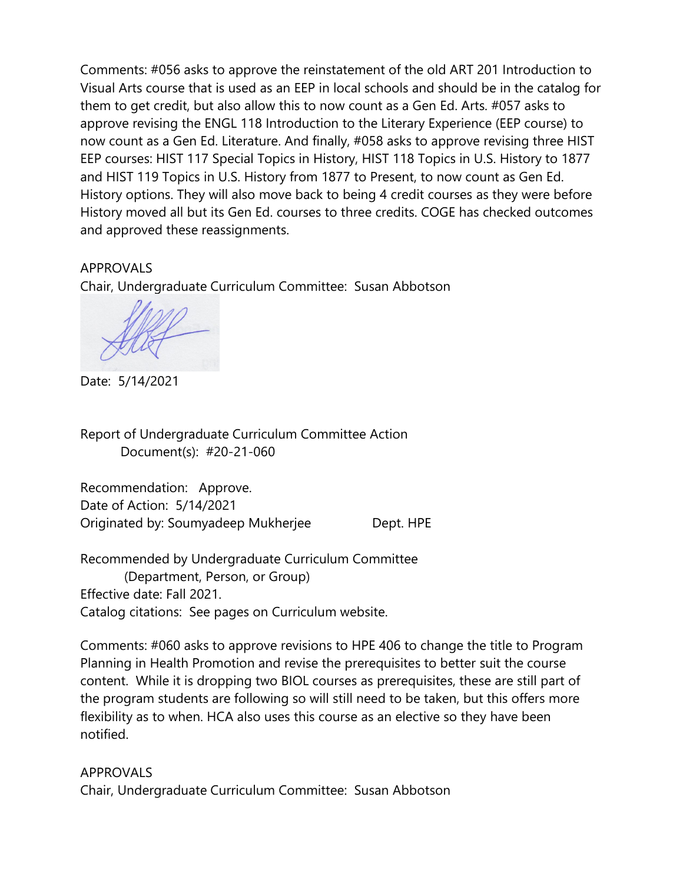Comments: #056 asks to approve the reinstatement of the old ART 201 Introduction to Visual Arts course that is used as an EEP in local schools and should be in the catalog for them to get credit, but also allow this to now count as a Gen Ed. Arts. #057 asks to approve revising the ENGL 118 Introduction to the Literary Experience (EEP course) to now count as a Gen Ed. Literature. And finally, #058 asks to approve revising three HIST EEP courses: HIST 117 Special Topics in History, HIST 118 Topics in U.S. History to 1877 and HIST 119 Topics in U.S. History from 1877 to Present, to now count as Gen Ed. History options. They will also move back to being 4 credit courses as they were before History moved all but its Gen Ed. courses to three credits. COGE has checked outcomes and approved these reassignments.

APPROVALS
Chair, Undergraduate Curriculum Committee: Susan Abbotson

Date: 5/14/2021

Report of Undergraduate Curriculum Committee Action
Document(s): #20-21-060

Recommendation: Approve.
Date of Action: 5/14/2021
Originated by: Soumyadeep Mukherjee Dept. HPE

Recommended by Undergraduate Curriculum Committee
(Department, Person, or Group)
Effective date: Fall 2021.
Catalog citations: See pages on Curriculum website.

Comments: #060 asks to approve revisions to HPE 406 to change the title to Program Planning in Health Promotion and revise the prerequisites to better suit the course content. While it is dropping two BIOL courses as prerequisites, these are still part of the program students are following so will still need to be taken, but this offers more flexibility as to when. HCA also uses this course as an elective so they have been notified.

APPROVALS
Chair, Undergraduate Curriculum Committee: Susan Abbotson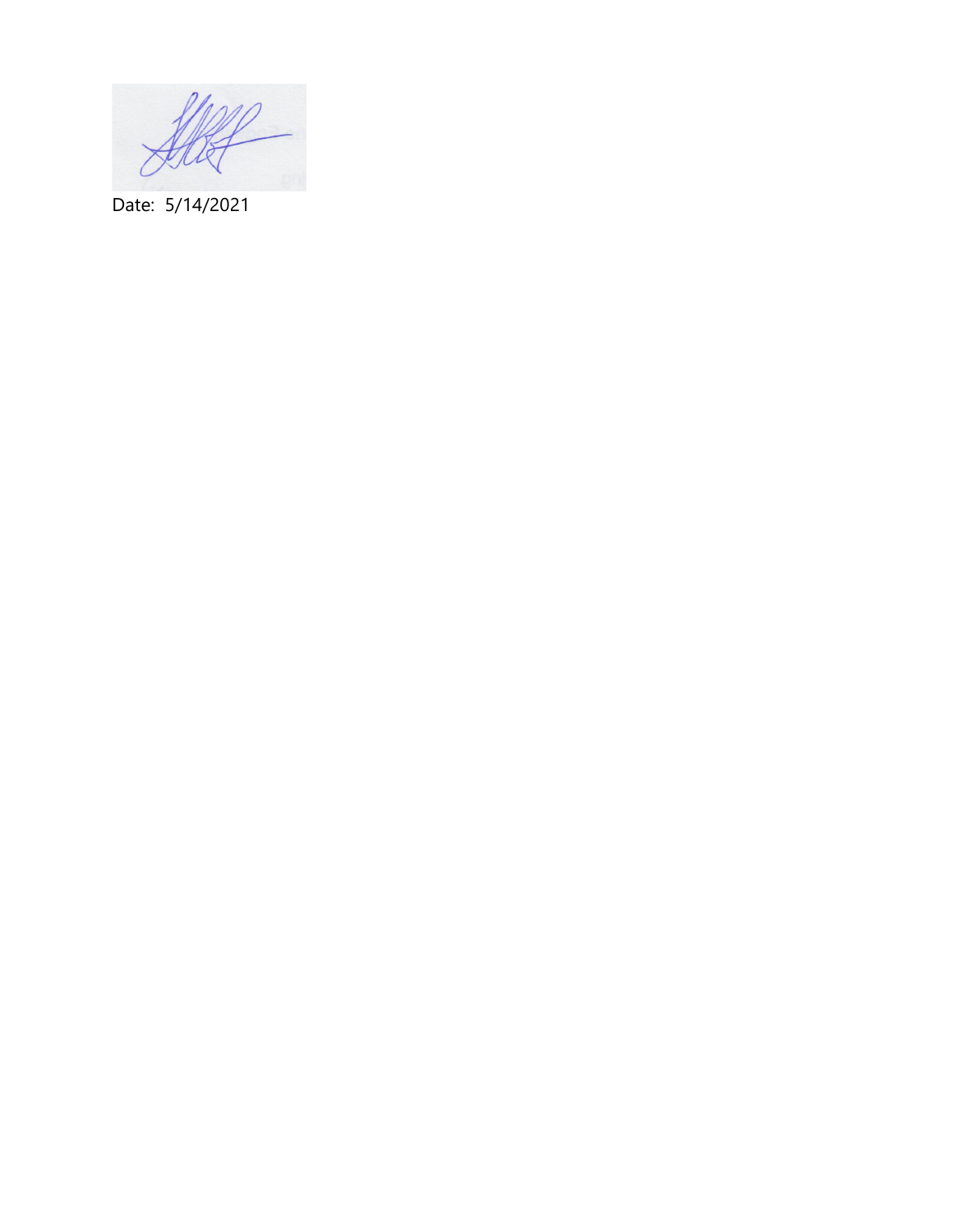Date: 5/14/2021